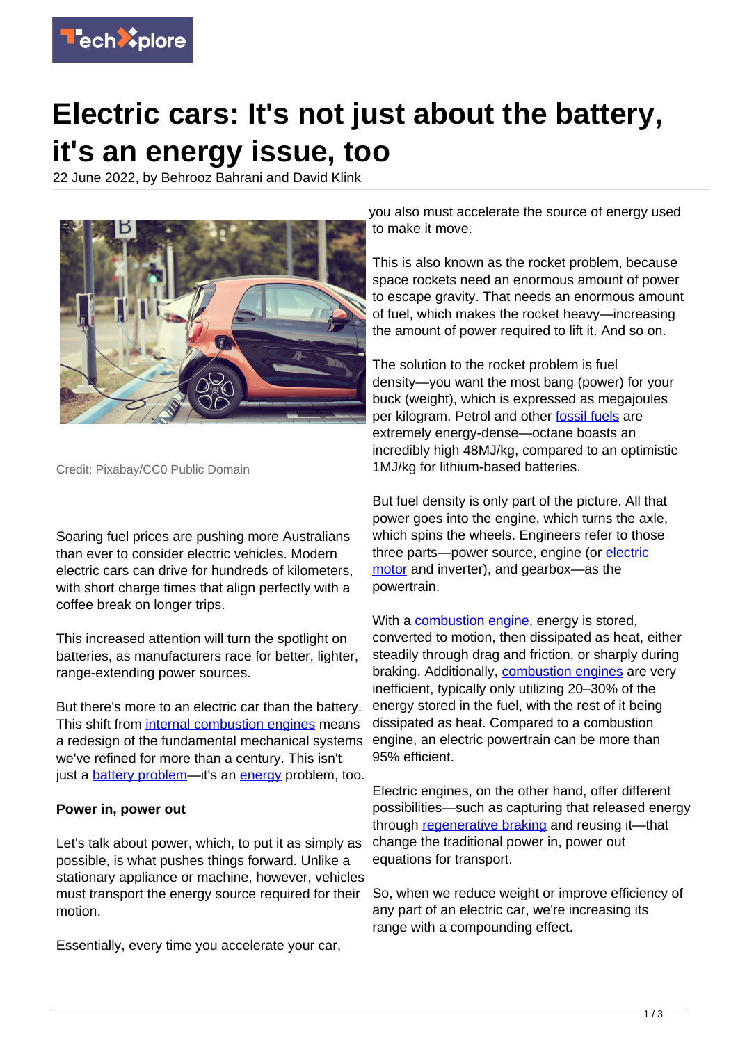# Electric cars: It's not just about the battery, it's an energy issue, too

22 June 2022, by Behrooz Bahrani and David Klink

Credit: Pixabay/CC0 Public Domain

Soaring fuel prices are pushing more Australians than ever to consider electric vehicles. Modern electric cars can drive for hundreds of kilometers, with short charge times that align perfectly with a coffee break on longer trips.

This increased attention will turn the spotlight on batteries, as manufacturers race for better, lighter, range-extending power sources.

But there's more to an electric car than the battery. This shift from internal combustion engines means a redesign of the fundamental mechanical systems we've refined for more than a century. This isn't just a battery problem—it's an energy problem, too.

**Power in, power out**

Let's talk about power, which, to put it as simply as possible, is what pushes things forward. Unlike a stationary appliance or machine, however, vehicles must transport the energy source required for their motion.

Essentially, every time you accelerate your car, you also must accelerate the source of energy used to make it move.

This is also known as the rocket problem, because space rockets need an enormous amount of power to escape gravity. That needs an enormous amount of fuel, which makes the rocket heavy—increasing the amount of power required to lift it. And so on.

The solution to the rocket problem is fuel density—you want the most bang (power) for your buck (weight), which is expressed as megajoules per kilogram. Petrol and other fossil fuels are extremely energy-dense—octane boasts an incredibly high 48MJ/kg, compared to an optimistic 1MJ/kg for lithium-based batteries.

But fuel density is only part of the picture. All that power goes into the engine, which turns the axle, which spins the wheels. Engineers refer to those three parts—power source, engine (or electric motor and inverter), and gearbox—as the powertrain.

With a combustion engine, energy is stored, converted to motion, then dissipated as heat, either steadily through drag and friction, or sharply during braking. Additionally, combustion engines are very inefficient, typically only utilizing 20–30% of the energy stored in the fuel, with the rest of it being dissipated as heat. Compared to a combustion engine, an electric powertrain can be more than 95% efficient.

Electric engines, on the other hand, offer different possibilities—such as capturing that released energy through regenerative braking and reusing it—that change the traditional power in, power out equations for transport.

So, when we reduce weight or improve efficiency of any part of an electric car, we're increasing its range with a compounding effect.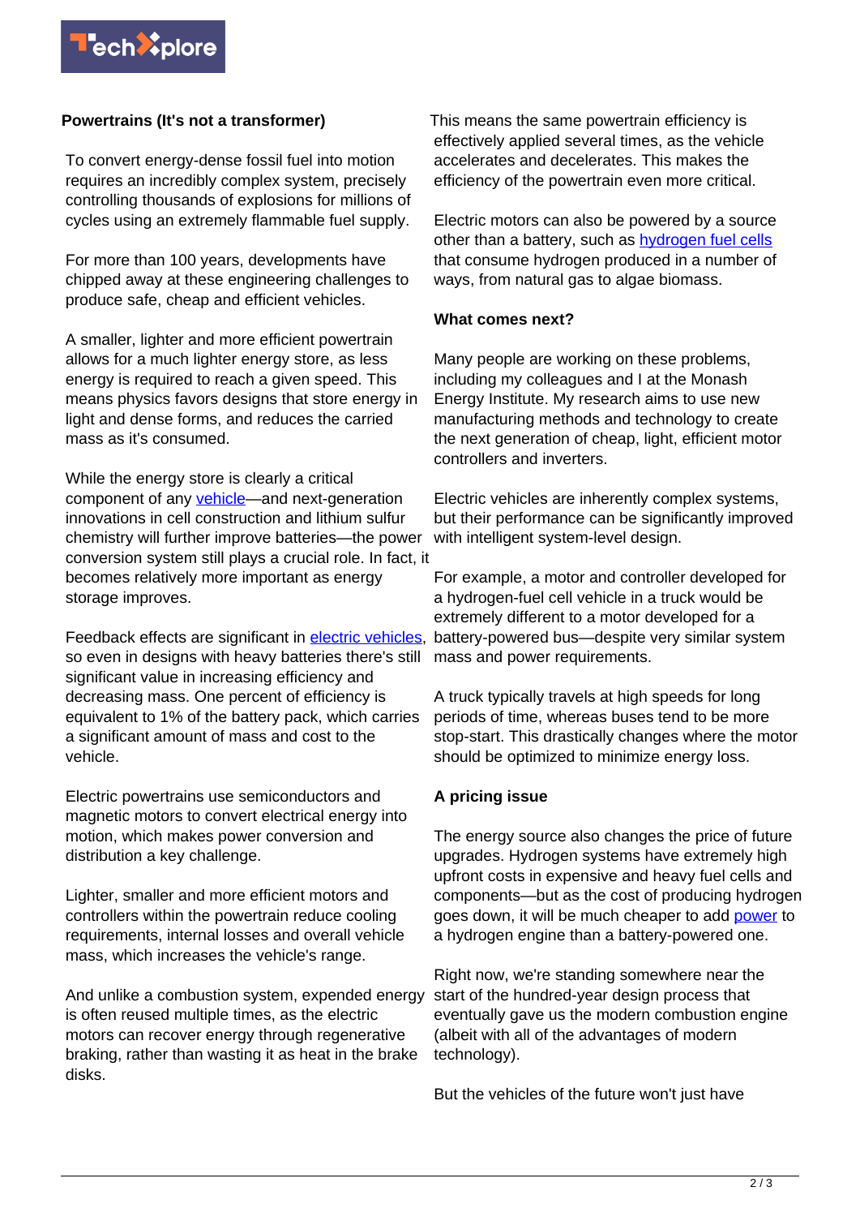**Powertrains (It's not a transformer)**

To convert energy-dense fossil fuel into motion requires an incredibly complex system, precisely controlling thousands of explosions for millions of cycles using an extremely flammable fuel supply.

For more than 100 years, developments have chipped away at these engineering challenges to produce safe, cheap and efficient vehicles.

A smaller, lighter and more efficient powertrain allows for a much lighter energy store, as less energy is required to reach a given speed. This means physics favors designs that store energy in light and dense forms, and reduces the carried mass as it's consumed.

While the energy store is clearly a critical component of any vehicle—and next-generation innovations in cell construction and lithium sulfur chemistry will further improve batteries—the power conversion system still plays a crucial role. In fact, it becomes relatively more important as energy storage improves.

Feedback effects are significant in electric vehicles, so even in designs with heavy batteries there's still significant value in increasing efficiency and decreasing mass. One percent of efficiency is equivalent to 1% of the battery pack, which carries a significant amount of mass and cost to the vehicle.

Electric powertrains use semiconductors and magnetic motors to convert electrical energy into motion, which makes power conversion and distribution a key challenge.

Lighter, smaller and more efficient motors and controllers within the powertrain reduce cooling requirements, internal losses and overall vehicle mass, which increases the vehicle's range.

And unlike a combustion system, expended energy is often reused multiple times, as the electric motors can recover energy through regenerative braking, rather than wasting it as heat in the brake disks.

This means the same powertrain efficiency is effectively applied several times, as the vehicle accelerates and decelerates. This makes the efficiency of the powertrain even more critical.

Electric motors can also be powered by a source other than a battery, such as hydrogen fuel cells that consume hydrogen produced in a number of ways, from natural gas to algae biomass.

**What comes next?**

Many people are working on these problems, including my colleagues and I at the Monash Energy Institute. My research aims to use new manufacturing methods and technology to create the next generation of cheap, light, efficient motor controllers and inverters.

Electric vehicles are inherently complex systems, but their performance can be significantly improved with intelligent system-level design.

For example, a motor and controller developed for a hydrogen-fuel cell vehicle in a truck would be extremely different to a motor developed for a battery-powered bus—despite very similar system mass and power requirements.

A truck typically travels at high speeds for long periods of time, whereas buses tend to be more stop-start. This drastically changes where the motor should be optimized to minimize energy loss.

**A pricing issue**

The energy source also changes the price of future upgrades. Hydrogen systems have extremely high upfront costs in expensive and heavy fuel cells and components—but as the cost of producing hydrogen goes down, it will be much cheaper to add power to a hydrogen engine than a battery-powered one.

Right now, we're standing somewhere near the start of the hundred-year design process that eventually gave us the modern combustion engine (albeit with all of the advantages of modern technology).

But the vehicles of the future won't just have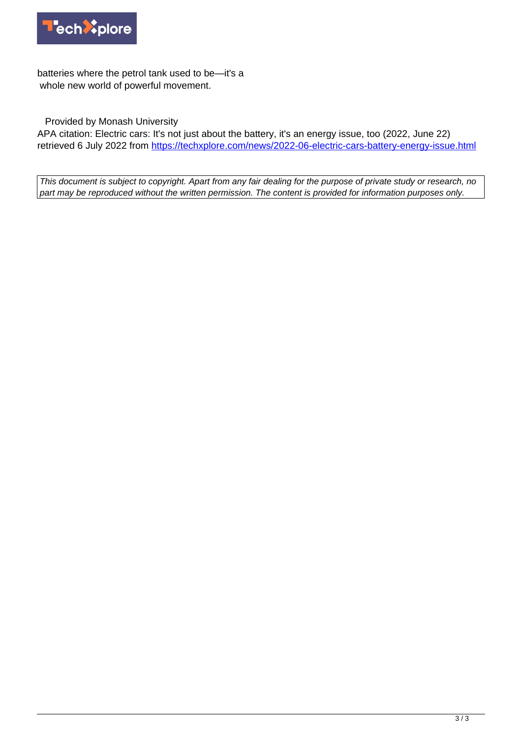batteries where the petrol tank used to be—it's a whole new world of powerful movement.

Provided by Monash University

APA citation: Electric cars: It's not just about the battery, it's an energy issue, too (2022, June 22) retrieved 6 July 2022 from https://techxplore.com/news/2022-06-electric-cars-battery-energy-issue.html

*This document is subject to copyright. Apart from any fair dealing for the purpose of private study or research, no part may be reproduced without the written permission. The content is provided for information purposes only.*